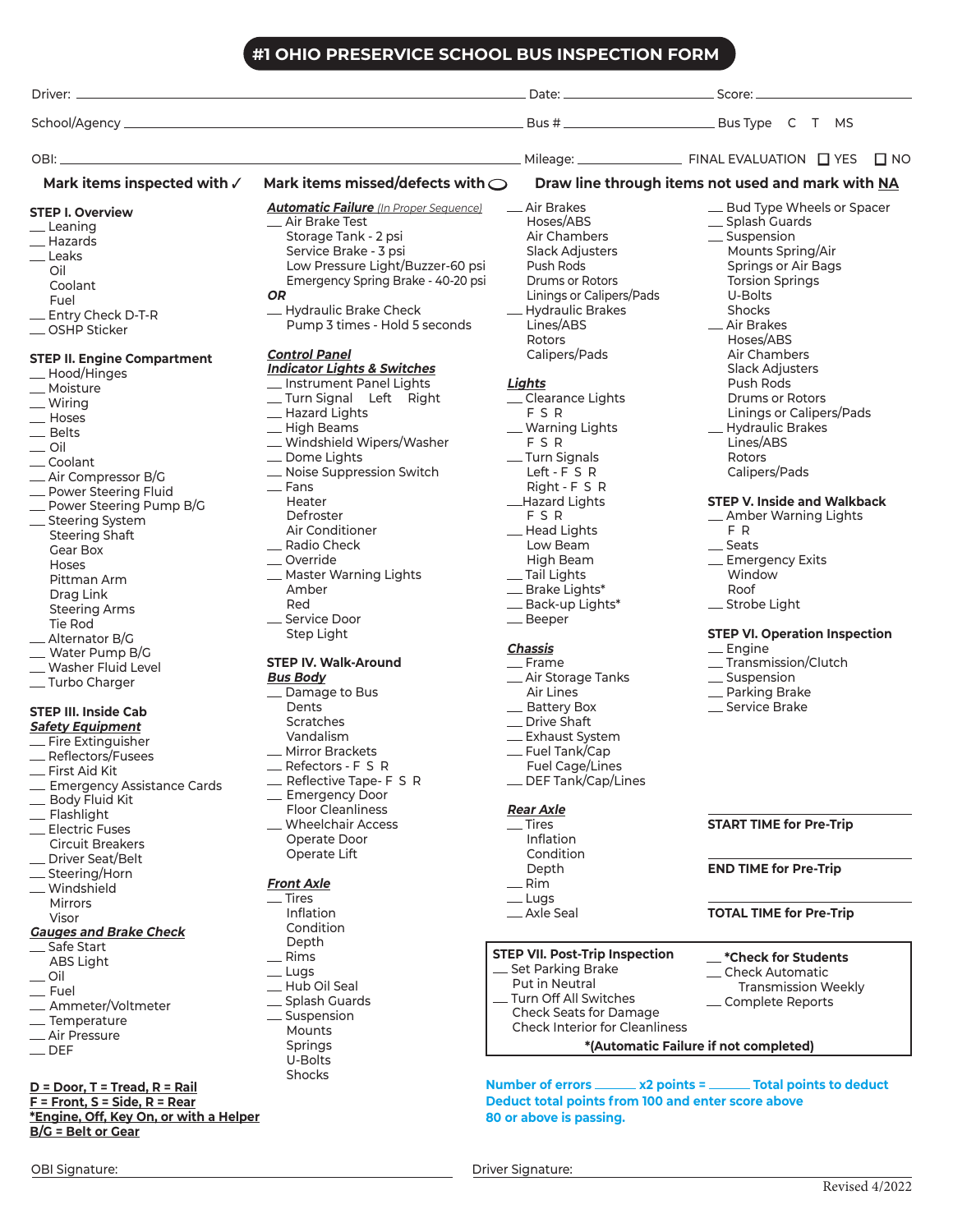# #1 OHIO PRESERVICE SCHOOL BUS INSPECTION FORM

Driver: ______________________________ Date: ______________ Score: ______________

School/Agency ______________________________ Bus # ______________ Bus Type C T MS

OBI: ______________________________ Mileage: ______________ FINAL EVALUATION ☐ YES ☐ NO

**Mark items inspected with ✓** **Mark items missed/defects with ◯** **Draw line through items not used and mark with NA**

### STEP I. Overview

- __ Leaning
- __ Hazards
- __ Leaks
  - Oil
  - Coolant
  - Fuel
- __ Entry Check D-T-R
- __ OSHP Sticker

### STEP II. Engine Compartment

- __ Hood/Hinges
- __ Moisture
- __ Wiring
- __ Hoses
- __ Belts
- __ Oil
- __ Coolant
- __ Air Compressor B/G
- __ Power Steering Fluid
- __ Power Steering Pump B/G
- __ Steering System
  - Steering Shaft
  - Gear Box
  - Hoses
  - Pittman Arm
  - Drag Link
  - Steering Arms
  - Tie Rod
- __ Alternator B/G
- __ Water Pump B/G
- __ Washer Fluid Level
- __ Turbo Charger

### STEP III. Inside Cab

***Safety Equipment***

- __ Fire Extinguisher
- __ Reflectors/Fusees
- __ First Aid Kit
- __ Emergency Assistance Cards
- __ Body Fluid Kit
- __ Flashlight
- __ Electric Fuses
  - Circuit Breakers
- __ Driver Seat/Belt
- __ Steering/Horn
- __ Windshield
  - Mirrors
  - Visor

***Gauges and Brake Check***

- __ Safe Start
  - ABS Light
- __ Oil
- __ Fuel
- __ Ammeter/Voltmeter
- __ Temperature
- __ Air Pressure
- __ DEF

**D = Door, T = Tread, R = Rail**
**F = Front, S = Side, R = Rear**
**\*Engine, Off, Key On, or with a Helper**
**B/G = Belt or Gear**

***Automatic Failure*** *(In Proper Sequence)*

- __ Air Brake Test
  - Storage Tank - 2 psi
  - Service Brake - 3 psi
  - Low Pressure Light/Buzzer-60 psi
  - Emergency Spring Brake - 40-20 psi

***OR***

- __ Hydraulic Brake Check
  - Pump 3 times - Hold 5 seconds

***Control Panel***
***Indicator Lights & Switches***

- __ Instrument Panel Lights
- __ Turn Signal Left Right
- __ Hazard Lights
- __ High Beams
- __ Windshield Wipers/Washer
- __ Dome Lights
- __ Noise Suppression Switch
- __ Fans
  - Heater
  - Defroster
  - Air Conditioner
- __ Radio Check
- __ Override
- __ Master Warning Lights
  - Amber
  - Red
- __ Service Door
  - Step Light

### STEP IV. Walk-Around

***Bus Body***

- __ Damage to Bus
  - Dents
  - Scratches
  - Vandalism
- __ Mirror Brackets
- __ Refectors - F S R
- __ Reflective Tape- F S R
- __ Emergency Door
  - Floor Cleanliness
- __ Wheelchair Access
  - Operate Door
  - Operate Lift

***Front Axle***

- __ Tires
  - Inflation
  - Condition
  - Depth
- __ Rims
- __ Lugs
- __ Hub Oil Seal
- __ Splash Guards
- __ Suspension
  - Mounts
  - Springs
  - U-Bolts
  - Shocks
- __ Air Brakes
  - Hoses/ABS
  - Air Chambers
  - Slack Adjusters
  - Push Rods
  - Drums or Rotors
  - Linings or Calipers/Pads
- __ Hydraulic Brakes
  - Lines/ABS
  - Rotors
  - Calipers/Pads

***Lights***

- __ Clearance Lights
  - F S R
- __ Warning Lights
  - F S R
- __ Turn Signals
  - Left - F S R
  - Right - F S R
- __ Hazard Lights
  - F S R
- __ Head Lights
  - Low Beam
  - High Beam
- __ Tail Lights
- __ Brake Lights*
- __ Back-up Lights*
- __ Beeper

***Chassis***

- __ Frame
- __ Air Storage Tanks
  - Air Lines
- __ Battery Box
- __ Drive Shaft
- __ Exhaust System
- __ Fuel Tank/Cap
  - Fuel Cage/Lines
- __ DEF Tank/Cap/Lines

***Rear Axle***

- __ Tires
  - Inflation
  - Condition
  - Depth
- __ Rim
- __ Lugs
- __ Axle Seal
- __ Bud Type Wheels or Spacer
- __ Splash Guards
- __ Suspension
  - Mounts Spring/Air
  - Springs or Air Bags
  - Torsion Springs
  - U-Bolts
  - Shocks
- __ Air Brakes
  - Hoses/ABS
  - Air Chambers
  - Slack Adjusters
  - Push Rods
  - Drums or Rotors
  - Linings or Calipers/Pads
- __ Hydraulic Brakes
  - Lines/ABS
  - Rotors
  - Calipers/Pads

### STEP V. Inside and Walkback

- __ Amber Warning Lights
  - F R
- __ Seats
- __ Emergency Exits
  - Window
  - Roof
- __ Strobe Light

### STEP VI. Operation Inspection

- __ Engine
- __ Transmission/Clutch
- __ Suspension
- __ Parking Brake
- __ Service Brake

**START TIME for Pre-Trip** ______________

**END TIME for Pre-Trip** ______________

**TOTAL TIME for Pre-Trip** ______________

### STEP VII. Post-Trip Inspection

- __ Set Parking Brake
  - Put in Neutral
- __ Turn Off All Switches
  - Check Seats for Damage
  - Check Interior for Cleanliness
- __ **\*Check for Students**
- __ Check Automatic
  - Transmission Weekly
- __ Complete Reports

**\*(Automatic Failure if not completed)**

**Number of errors ______ x2 points = ______ Total points to deduct**
**Deduct total points from 100 and enter score above**
**80 or above is passing.**

OBI Signature: ______________________________ Driver Signature: ______________________________

Revised 4/2022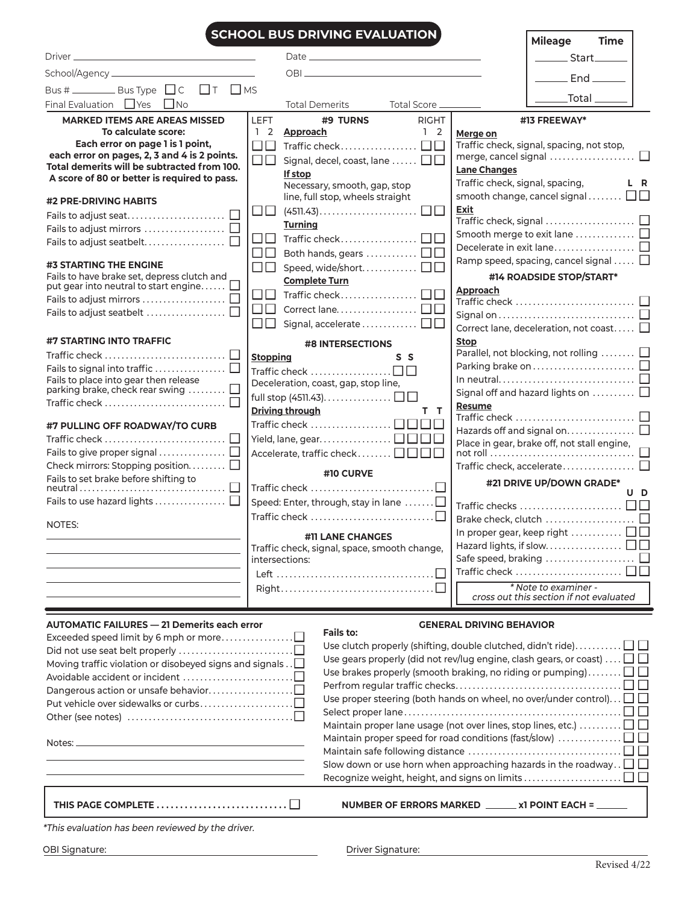# SCHOOL BUS DRIVING EVALUATION

| Mileage | | Time |
|---|---|---|
| ______ | Start | ______ |
| ______ | End | ______ |
| ______ | Total | ______ |

Driver ______________________  Date ______________________

School/Agency ______________________  OBI ______________________

Bus # ________ Bus Type ☐ C ☐ T ☐ MS

Final Evaluation ☐ Yes ☐ No  Total Demerits  Total Score ________

**MARKED ITEMS ARE AREAS MISSED**
**To calculate score:**
**Each error on page 1 is 1 point, each error on pages, 2, 3 and 4 is 2 points. Total demerits will be subtracted from 100. A score of 80 or better is required to pass.**

### #2 PRE-DRIVING HABITS

- Fails to adjust seat ☐
- Fails to adjust mirrors ☐
- Fails to adjust seatbelt ☐

### #3 STARTING THE ENGINE

- Fails to have brake set, depress clutch and put gear into neutral to start engine ☐
- Fails to adjust mirrors ☐
- Fails to adjust seatbelt ☐

### #7 STARTING INTO TRAFFIC

- Traffic check ☐
- Fails to signal into traffic ☐
- Fails to place into gear then release parking brake, check rear swing ☐
- Traffic check ☐

### #7 PULLING OFF ROADWAY/TO CURB

- Traffic check ☐
- Fails to give proper signal ☐
- Check mirrors: Stopping position ☐
- Fails to set brake before shifting to neutral ☐
- Fails to use hazard lights ☐

NOTES:

### #9 TURNS

| LEFT 1 | LEFT 2 | | RIGHT 1 | RIGHT 2 |
|---|---|---|---|---|
| | | **Approach** | | |
| ☐ | ☐ | Traffic check | ☐ | ☐ |
| ☐ | ☐ | Signal, decel, coast, lane | ☐ | ☐ |
| | | **If stop** Necessary, smooth, gap, stop line, full stop, wheels straight (4511.43) | | |
| ☐ | ☐ | (4511.43) | ☐ | ☐ |
| | | **Turning** | | |
| ☐ | ☐ | Traffic check | ☐ | ☐ |
| ☐ | ☐ | Both hands, gears | ☐ | ☐ |
| ☐ | ☐ | Speed, wide/short | ☐ | ☐ |
| | | **Complete Turn** | | |
| ☐ | ☐ | Traffic check | ☐ | ☐ |
| ☐ | ☐ | Correct lane | ☐ | ☐ |
| ☐ | ☐ | Signal, accelerate | ☐ | ☐ |

### #8 INTERSECTIONS

**Stopping** S S
- Traffic check ☐☐
- Deceleration, coast, gap, stop line, full stop (4511.43) ☐☐

**Driving through** T T
- Traffic check ☐☐☐☐
- Yield, lane, gear ☐☐☐☐
- Accelerate, traffic check ☐☐☐☐

### #10 CURVE

- Traffic check ☐
- Speed: Enter, through, stay in lane ☐
- Traffic check ☐

### #11 LANE CHANGES

Traffic check, signal, space, smooth change, intersections:
- Left ☐
- Right ☐

### #13 FREEWAY*

**Merge on**
- Traffic check, signal, spacing, not stop, merge, cancel signal ☐

**Lane Changes** L R
- Traffic check, signal, spacing, smooth change, cancel signal ☐☐

**Exit**
- Traffic check, signal ☐
- Smooth merge to exit lane ☐
- Decelerate in exit lane ☐
- Ramp speed, spacing, cancel signal ☐

### #14 ROADSIDE STOP/START*

**Approach**
- Traffic check ☐
- Signal on ☐
- Correct lane, deceleration, not coast ☐

**Stop**
- Parallel, not blocking, not rolling ☐
- Parking brake on ☐
- In neutral ☐
- Signal off and hazard lights on ☐

**Resume**
- Traffic check ☐
- Hazards off and signal on ☐
- Place in gear, brake off, not stall engine, not roll ☐
- Traffic check, accelerate ☐

### #21 DRIVE UP/DOWN GRADE*

U D
- Traffic checks ☐☐
- Brake check, clutch ☐
- In proper gear, keep right ☐☐
- Hazard lights, if slow ☐☐
- Safe speed, braking ☐
- Traffic check ☐☐

*\* Note to examiner - cross out this section if not evaluated*

### AUTOMATIC FAILURES — 21 Demerits each error

- Exceeded speed limit by 6 mph or more ☐
- Did not use seat belt properly ☐
- Moving traffic violation or disobeyed signs and signals ☐
- Avoidable accident or incident ☐
- Dangerous action or unsafe behavior ☐
- Put vehicle over sidewalks or curbs ☐
- Other (see notes) ☐

Notes: ______________________

### GENERAL DRIVING BEHAVIOR

**Fails to:**
- Use clutch properly (shifting, double clutched, didn't ride) ☐ ☐
- Use gears properly (did not rev/lug engine, clash gears, or coast) ☐ ☐
- Use brakes properly (smooth braking, no riding or pumping) ☐ ☐
- Perfrom regular traffic checks ☐ ☐
- Use proper steering (both hands on wheel, no over/under control) ☐ ☐
- Select proper lane ☐ ☐
- Maintain proper lane usage (not over lines, stop lines, etc.) ☐ ☐
- Maintain proper speed for road conditions (fast/slow) ☐ ☐
- Maintain safe following distance ☐ ☐
- Slow down or use horn when approaching hazards in the roadway ☐ ☐
- Recognize weight, height, and signs on limits ☐ ☐

**THIS PAGE COMPLETE** ☐  **NUMBER OF ERRORS MARKED ______ x1 POINT EACH = ______**

*\*This evaluation has been reviewed by the driver.*

OBI Signature: ______________________  Driver Signature: ______________________

Revised 4/22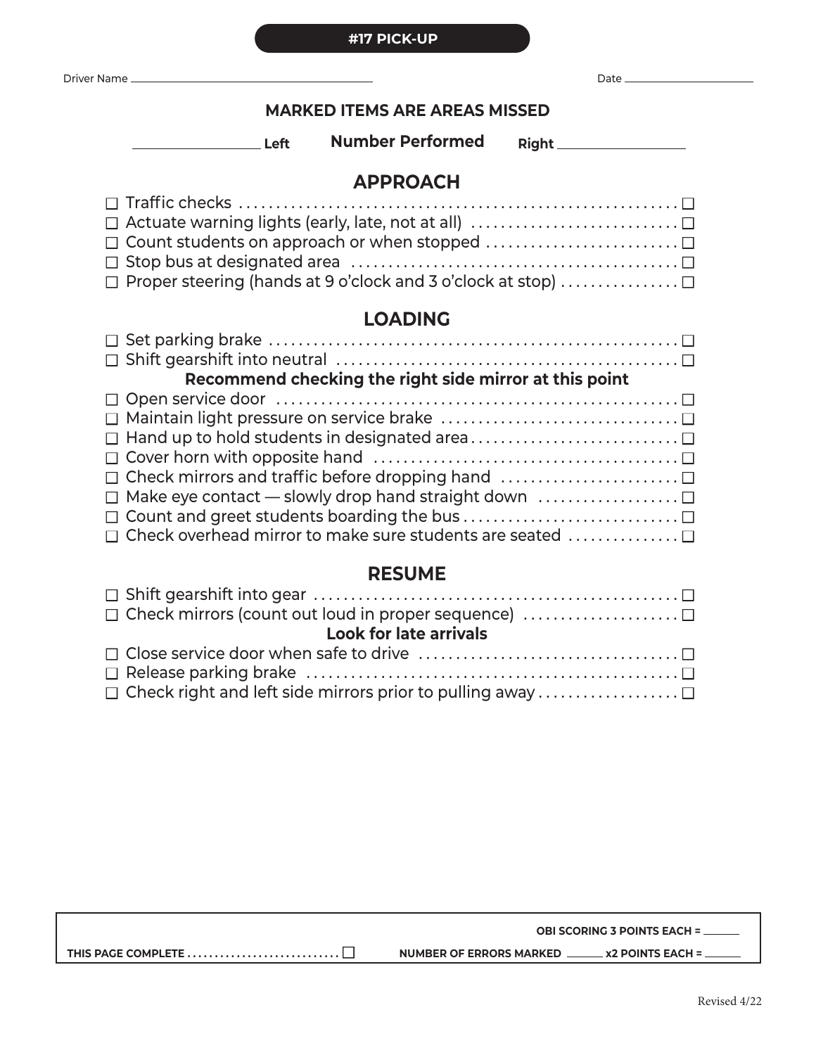# #17 PICK-UP

Driver Name ______________________________ Date ______________

**MARKED ITEMS ARE AREAS MISSED**

______________ **Left** **Number Performed** **Right** ______________

## APPROACH

- ☐ Traffic checks ☐
- ☐ Actuate warning lights (early, late, not at all) ☐
- ☐ Count students on approach or when stopped ☐
- ☐ Stop bus at designated area ☐
- ☐ Proper steering (hands at 9 o'clock and 3 o'clock at stop) ☐

## LOADING

- ☐ Set parking brake ☐
- ☐ Shift gearshift into neutral ☐

**Recommend checking the right side mirror at this point**

- ☐ Open service door ☐
- ☐ Maintain light pressure on service brake ☐
- ☐ Hand up to hold students in designated area ☐
- ☐ Cover horn with opposite hand ☐
- ☐ Check mirrors and traffic before dropping hand ☐
- ☐ Make eye contact — slowly drop hand straight down ☐
- ☐ Count and greet students boarding the bus ☐
- ☐ Check overhead mirror to make sure students are seated ☐

## RESUME

- ☐ Shift gearshift into gear ☐
- ☐ Check mirrors (count out loud in proper sequence) ☐

**Look for late arrivals**

- ☐ Close service door when safe to drive ☐
- ☐ Release parking brake ☐
- ☐ Check right and left side mirrors prior to pulling away ☐

---

**OBI SCORING 3 POINTS EACH =** ______

**THIS PAGE COMPLETE** ☐ **NUMBER OF ERRORS MARKED** ______ **x2 POINTS EACH =** ______

Revised 4/22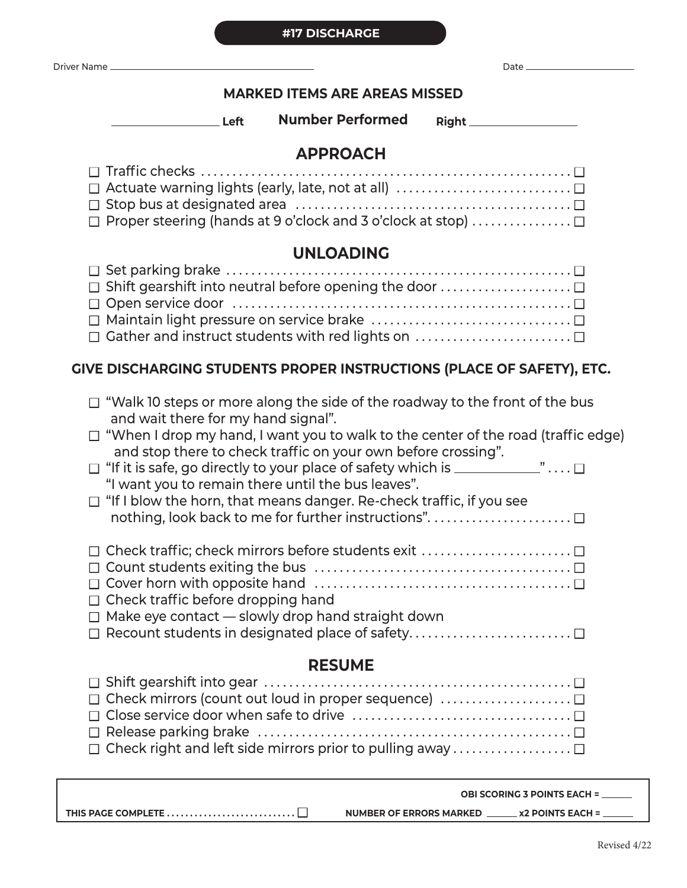**#17 DISCHARGE**

Driver Name ______________________________ Date ____________________

### MARKED ITEMS ARE AREAS MISSED

______________ **Left** **Number Performed** **Right** ______________

## APPROACH

- ☐ Traffic checks ☐
- ☐ Actuate warning lights (early, late, not at all) ☐
- ☐ Stop bus at designated area ☐
- ☐ Proper steering (hands at 9 o'clock and 3 o'clock at stop) ☐

## UNLOADING

- ☐ Set parking brake ☐
- ☐ Shift gearshift into neutral before opening the door ☐
- ☐ Open service door ☐
- ☐ Maintain light pressure on service brake ☐
- ☐ Gather and instruct students with red lights on ☐

### GIVE DISCHARGING STUDENTS PROPER INSTRUCTIONS (PLACE OF SAFETY), ETC.

- ☐ "Walk 10 steps or more along the side of the roadway to the front of the bus and wait there for my hand signal".
- ☐ "When I drop my hand, I want you to walk to the center of the road (traffic edge) and stop there to check traffic on your own before crossing".
- ☐ "If it is safe, go directly to your place of safety which is ____________" ☐
  "I want you to remain there until the bus leaves".
- ☐ "If I blow the horn, that means danger. Re-check traffic, if you see nothing, look back to me for further instructions". ☐

- ☐ Check traffic; check mirrors before students exit ☐
- ☐ Count students exiting the bus ☐
- ☐ Cover horn with opposite hand ☐
- ☐ Check traffic before dropping hand
- ☐ Make eye contact — slowly drop hand straight down
- ☐ Recount students in designated place of safety. ☐

## RESUME

- ☐ Shift gearshift into gear ☐
- ☐ Check mirrors (count out loud in proper sequence) ☐
- ☐ Close service door when safe to drive ☐
- ☐ Release parking brake ☐
- ☐ Check right and left side mirrors prior to pulling away ☐

**OBI SCORING 3 POINTS EACH =** ______

**THIS PAGE COMPLETE** ☐ **NUMBER OF ERRORS MARKED** ______ **x2 POINTS EACH =** ______

Revised 4/22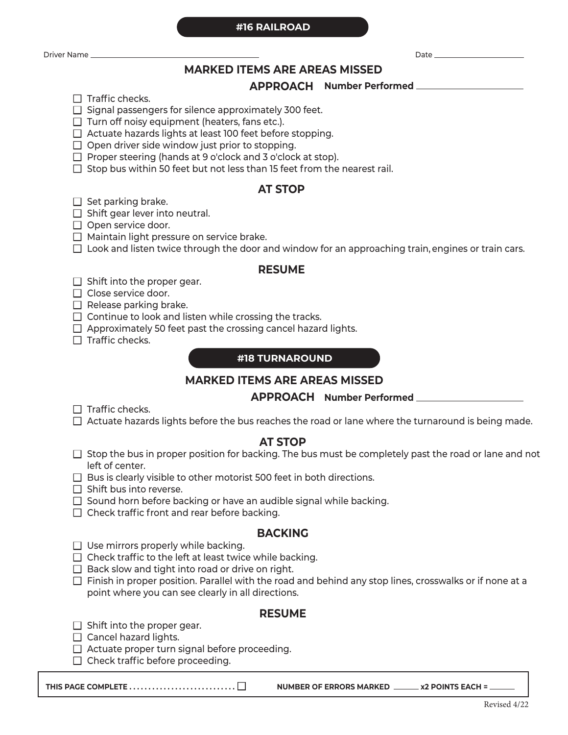## #16 RAILROAD

Driver Name ____________________ Date ____________

### MARKED ITEMS ARE AREAS MISSED

**APPROACH** **Number Performed** ____________

- ☐ Traffic checks.
- ☐ Signal passengers for silence approximately 300 feet.
- ☐ Turn off noisy equipment (heaters, fans etc.).
- ☐ Actuate hazards lights at least 100 feet before stopping.
- ☐ Open driver side window just prior to stopping.
- ☐ Proper steering (hands at 9 o'clock and 3 o'clock at stop).
- ☐ Stop bus within 50 feet but not less than 15 feet from the nearest rail.

**AT STOP**

- ☐ Set parking brake.
- ☐ Shift gear lever into neutral.
- ☐ Open service door.
- ☐ Maintain light pressure on service brake.
- ☐ Look and listen twice through the door and window for an approaching train, engines or train cars.

**RESUME**

- ☐ Shift into the proper gear.
- ☐ Close service door.
- ☐ Release parking brake.
- ☐ Continue to look and listen while crossing the tracks.
- ☐ Approximately 50 feet past the crossing cancel hazard lights.
- ☐ Traffic checks.

## #18 TURNAROUND

### MARKED ITEMS ARE AREAS MISSED

**APPROACH** **Number Performed** ____________

- ☐ Traffic checks.
- ☐ Actuate hazards lights before the bus reaches the road or lane where the turnaround is being made.

**AT STOP**

- ☐ Stop the bus in proper position for backing. The bus must be completely past the road or lane and not left of center.
- ☐ Bus is clearly visible to other motorist 500 feet in both directions.
- ☐ Shift bus into reverse.
- ☐ Sound horn before backing or have an audible signal while backing.
- ☐ Check traffic front and rear before backing.

**BACKING**

- ☐ Use mirrors properly while backing.
- ☐ Check traffic to the left at least twice while backing.
- ☐ Back slow and tight into road or drive on right.
- ☐ Finish in proper position. Parallel with the road and behind any stop lines, crosswalks or if none at a point where you can see clearly in all directions.

**RESUME**

- ☐ Shift into the proper gear.
- ☐ Cancel hazard lights.
- ☐ Actuate proper turn signal before proceeding.
- ☐ Check traffic before proceeding.

**THIS PAGE COMPLETE** ............................ ☐ **NUMBER OF ERRORS MARKED** ______ **x2 POINTS EACH =** ______

Revised 4/22